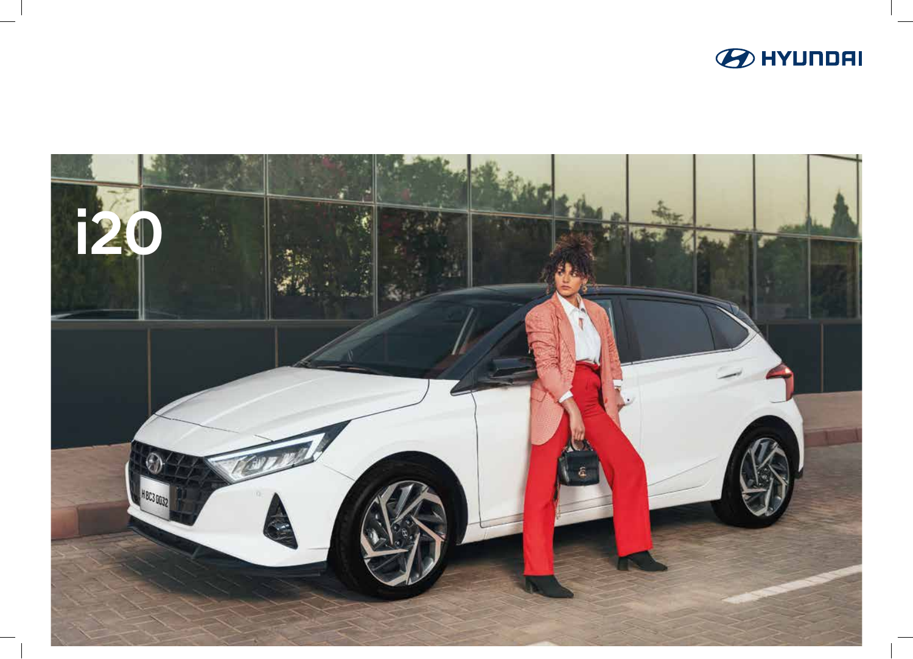HYUNDAI

# i20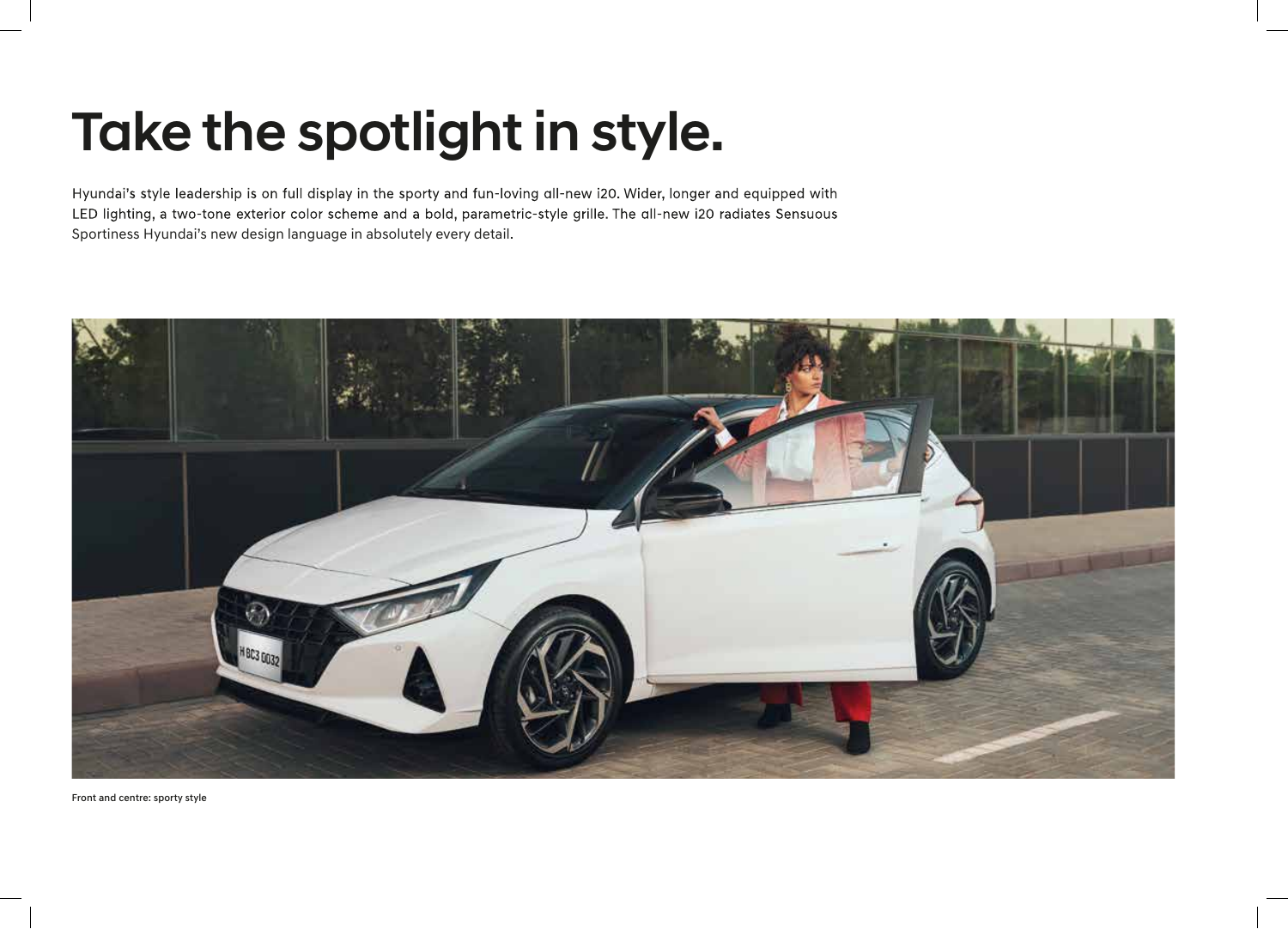# Take the spotlight in style.

Hyundai's style leadership is on full display in the sporty and fun-loving all-new i20. Wider, longer and equipped with LED lighting, a two-tone exterior color scheme and a bold, parametric-style grille. The all-new i20 radiates Sensuous Sportiness Hyundai's new design language in absolutely every detail.

Front and centre: sporty style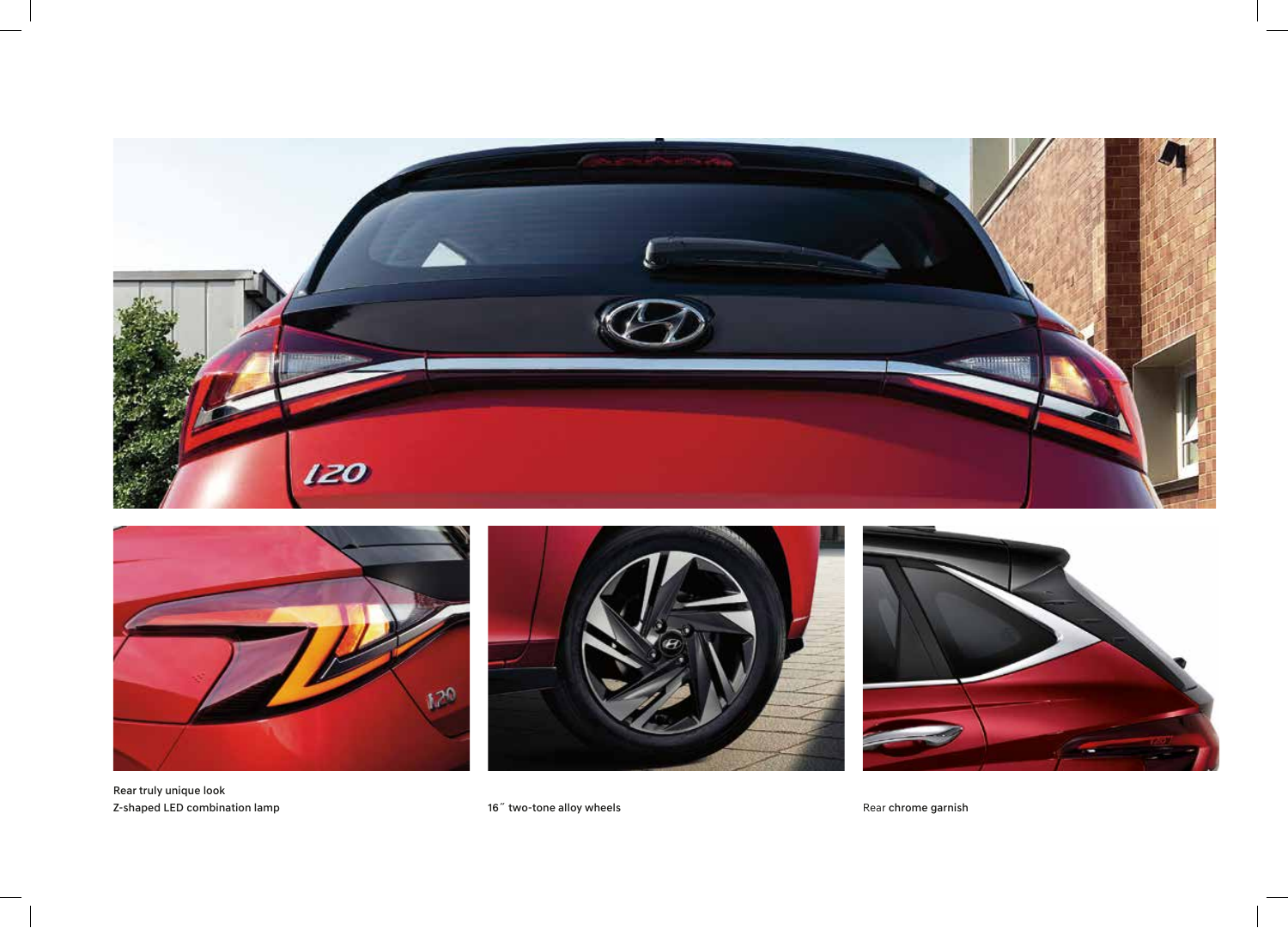Rear truly unique look
Z-shaped LED combination lamp

16˝ two-tone alloy wheels

Rear **chrome garnish**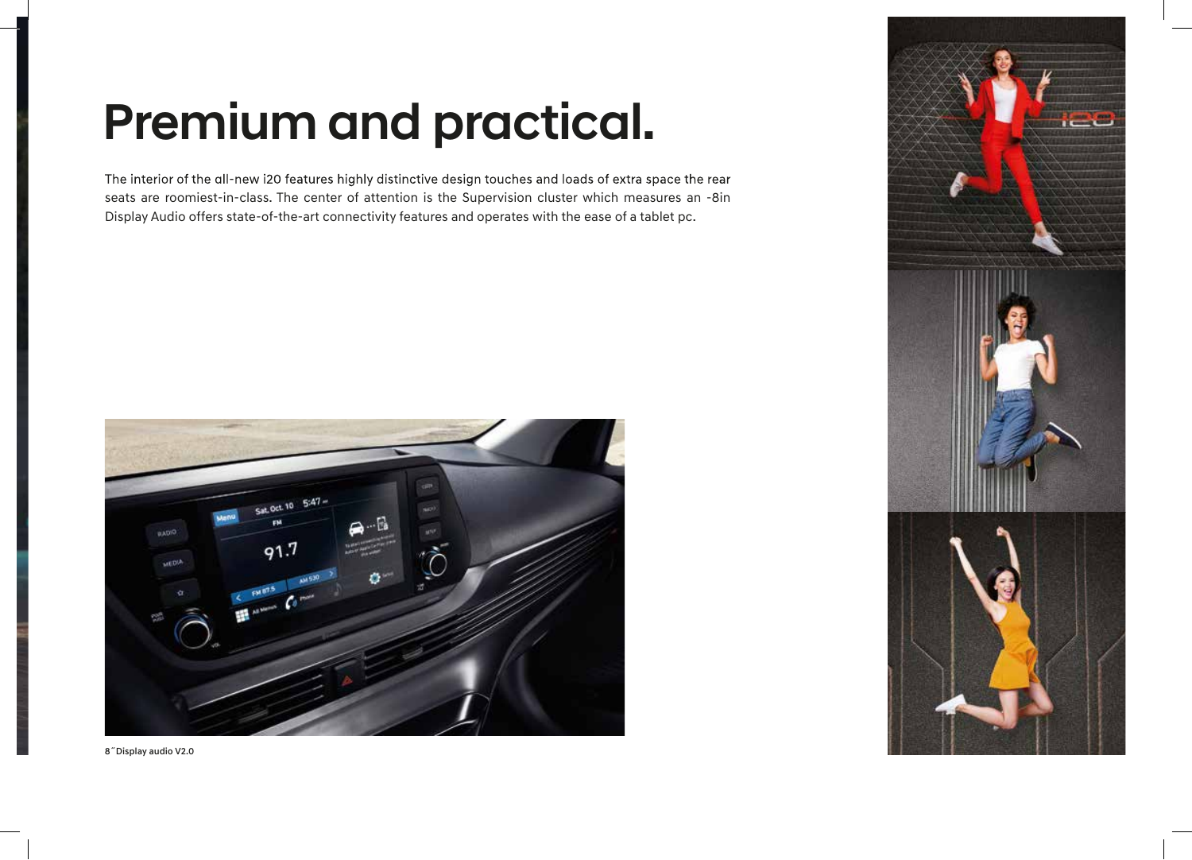# Premium and practical.

The interior of the all-new i20 features highly distinctive design touches and loads of extra space the rear seats are roomiest-in-class. The center of attention is the Supervision cluster which measures an -8in Display Audio offers state-of-the-art connectivity features and operates with the ease of a tablet pc.

8˝Display audio V2.0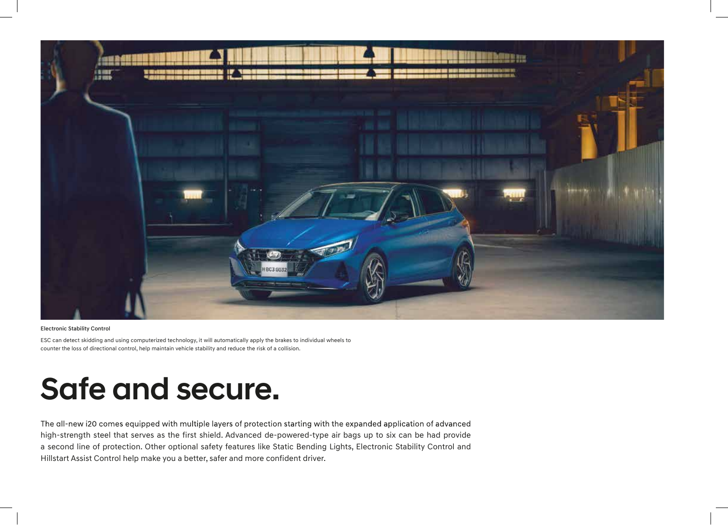Electronic Stability Control

ESC can detect skidding and using computerized technology, it will automatically apply the brakes to individual wheels to counter the loss of directional control, help maintain vehicle stability and reduce the risk of a collision.

# Safe and secure.

The all-new i20 comes equipped with multiple layers of protection starting with the expanded application of advanced high-strength steel that serves as the first shield. Advanced de-powered-type air bags up to six can be had provide a second line of protection. Other optional safety features like Static Bending Lights, Electronic Stability Control and Hillstart Assist Control help make you a better, safer and more confident driver.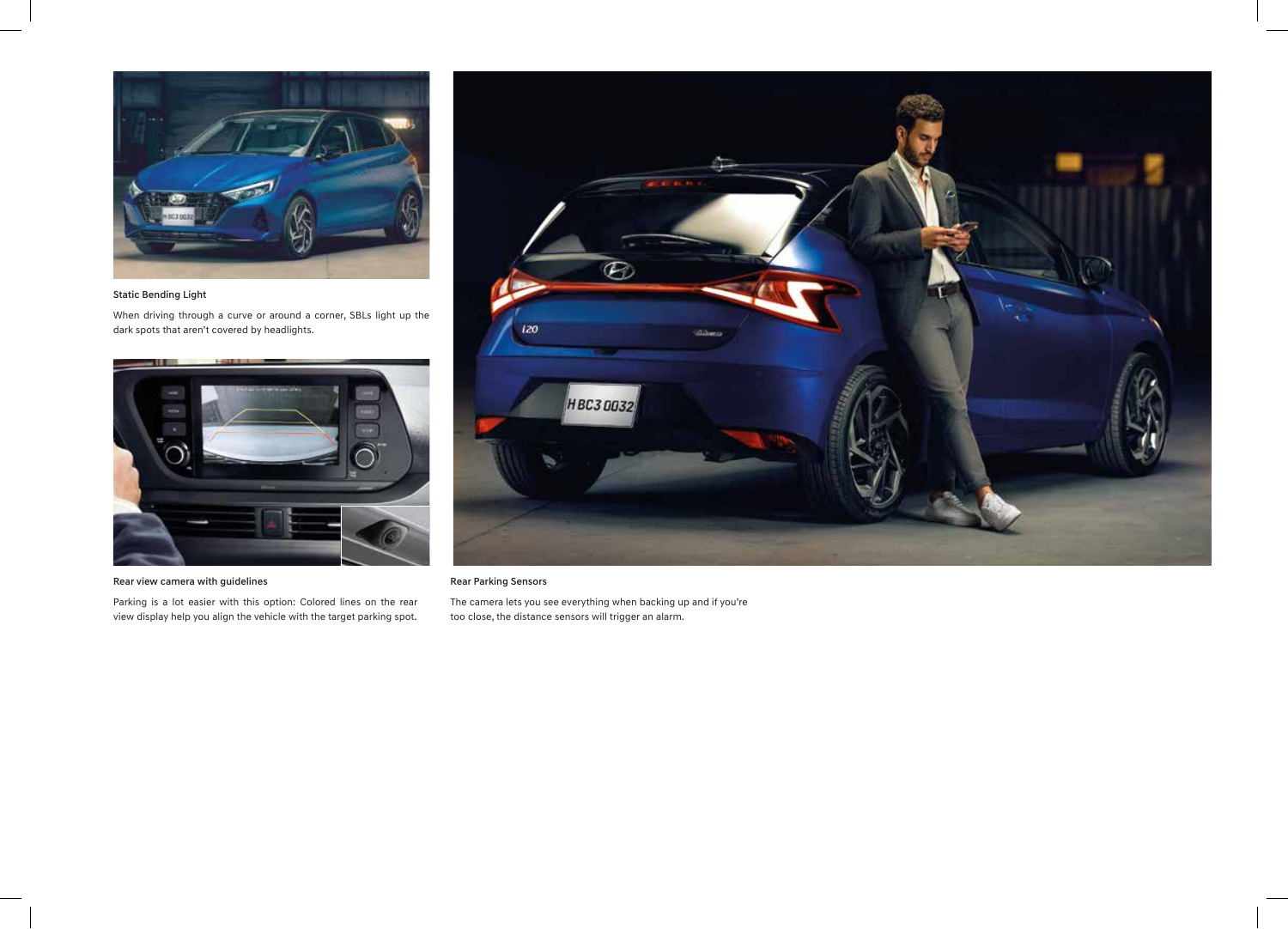### Static Bending Light

When driving through a curve or around a corner, SBLs light up the dark spots that aren't covered by headlights.

### Rear view camera with guidelines

Parking is a lot easier with this option: Colored lines on the rear view display help you align the vehicle with the target parking spot.

### Rear Parking Sensors

The camera lets you see everything when backing up and if you're too close, the distance sensors will trigger an alarm.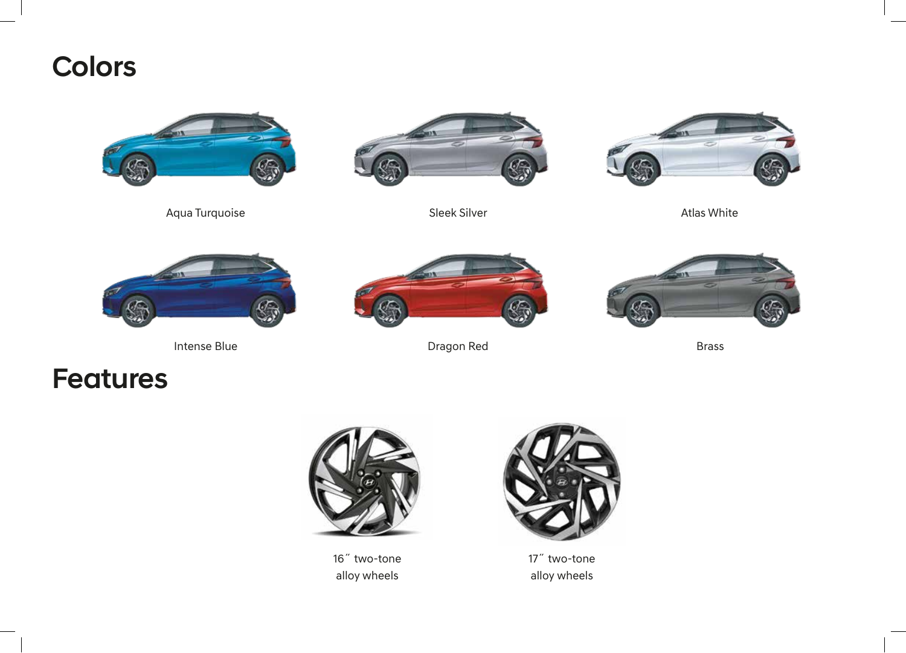# Colors

Aqua Turquoise

Sleek Silver

Atlas White

Intense Blue

Dragon Red

Brass

# Features

16˝ two-tone alloy wheels

17˝ two-tone alloy wheels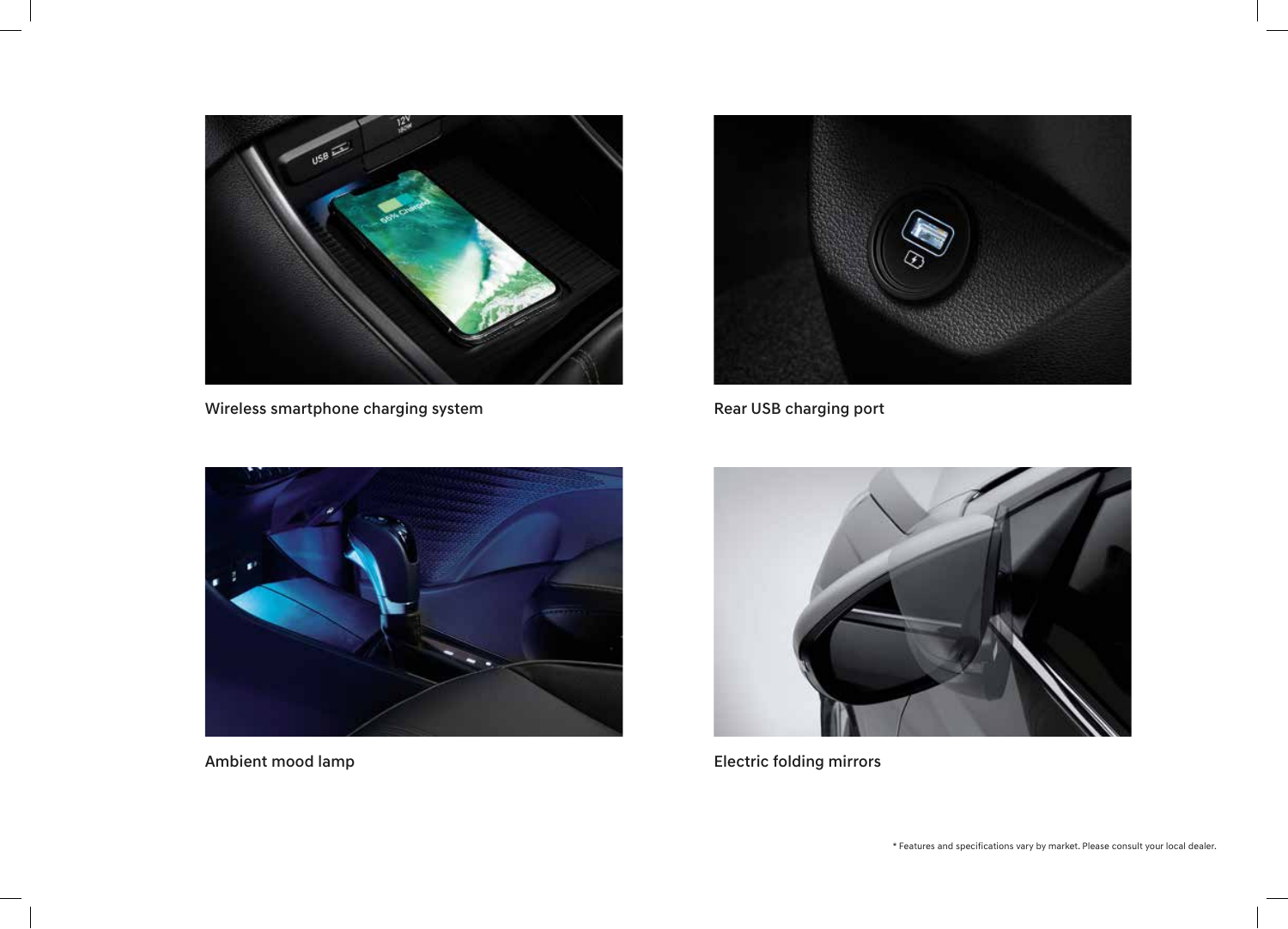Wireless smartphone charging system

Rear USB charging port

Ambient mood lamp

Electric folding mirrors

* Features and specifications vary by market. Please consult your local dealer.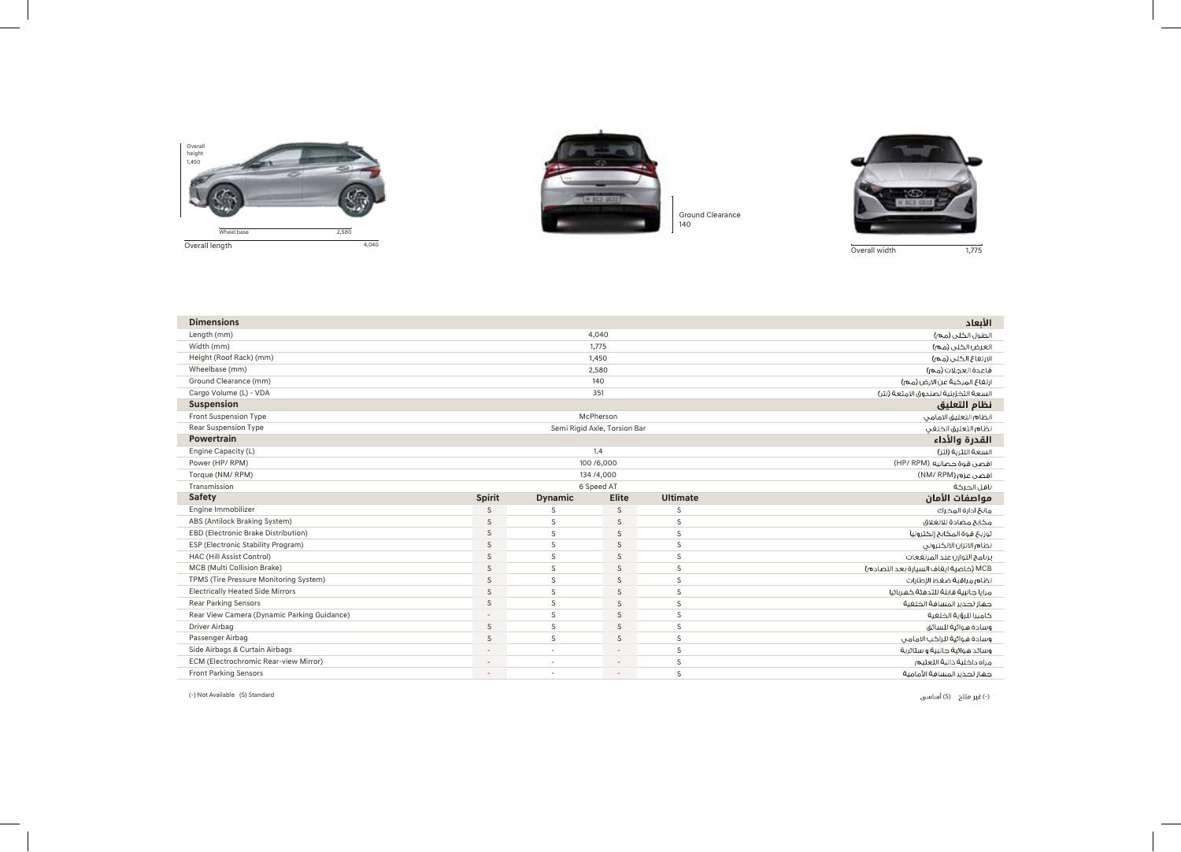Overall height 1,450

Wheel base 2,580

Overall length 4,040

Ground Clearance 140

Overall width 1,775

| **Dimensions** | | | | | **الأبعاد** |
|---|---|---|---|---|---|
| Length (mm) | 4,040 | | | | الطول الكلي (مم) |
| Width (mm) | 1,775 | | | | العرض الكلي (مم) |
| Height (Roof Rack) (mm) | 1,450 | | | | الارتفاع الكلي (مم) |
| Wheelbase (mm) | 2,580 | | | | قاعدة العجلات (مم) |
| Ground Clearance (mm) | 140 | | | | ارتفاع المركبة عن الارض (مم) |
| Cargo Volume (L) - VDA | 351 | | | | السعة التخزينية لصندوق الامتعة (لتر) |
| **Suspension** | | | | | **نظام التعليق** |
| Front Suspension Type | McPherson | | | | النظام التعليق الامامي |
| Rear Suspension Type | Semi Rigid Axle, Torsion Bar | | | | نظام التعليق الخلفي |
| **Powertrain** | | | | | **القدرة والأداء** |
| Engine Capacity (L) | 1.4 | | | | السعة اللترية (لتر) |
| Power (HP/ RPM) | 100 /6,000 | | | | اقصى قوة حصانية (HP/ RPM) |
| Torque (NM/ RPM) | 134 /4,000 | | | | اقصى عزم (NM/ RPM) |
| Transmission | 6 Speed AT | | | | ناقل الحركة |
| **Safety** | **Spirit** | **Dynamic** | **Elite** | **Ultimate** | **مواصفات الأمان** |
| Engine Immobilizer | S | S | S | S | مانع ادارة المحرك |
| ABS (Antilock Braking System) | S | S | S | S | مكابح مضادة للانغلاق |
| EBD (Electronic Brake Distribution) | S | S | S | S | توزيع قوة المكابح إلكترونياً |
| ESP (Electronic Stability Program) | S | S | S | S | نظام الاتزان الالكتروني |
| HAC (Hill Assist Control) | S | S | S | S | برنامج التوازن عند المرتفعات |
| MCB (Multi Collision Brake) | S | S | S | S | MCB (خاصية ايقاف السيارة بعد التصادم) |
| TPMS (Tire Pressure Monitoring System) | S | S | S | S | نظام مراقبة ضغط الإطارات |
| Electrically Heated Side Mirrors | S | S | S | S | مرايا جانبية قابلة للتدفئة كهربائيا |
| Rear Parking Sensors | S | S | S | S | جهاز تحذير المسافة الخلفية |
| Rear View Camera (Dynamic Parking Guidance) | - | S | S | S | كاميرا للرؤية الخلفية |
| Driver Airbag | S | S | S | S | وسادة هوائية للسائق |
| Passenger Airbag | S | S | S | S | وسادة هوائية للراكب الامامي |
| Side Airbags & Curtain Airbags | - | - | - | S | وسائد هوائية جانبية و ستائرية |
| ECM (Electrochromic Rear-view Mirror) | - | - | - | S | مرآه داخلية ذاتية التعتيم |
| Front Parking Sensors | - | - | - | S | جهاز تحذير المسافة الأمامية |

(-) Not Available (S) Standard

(-) غير متاح (S) أساسي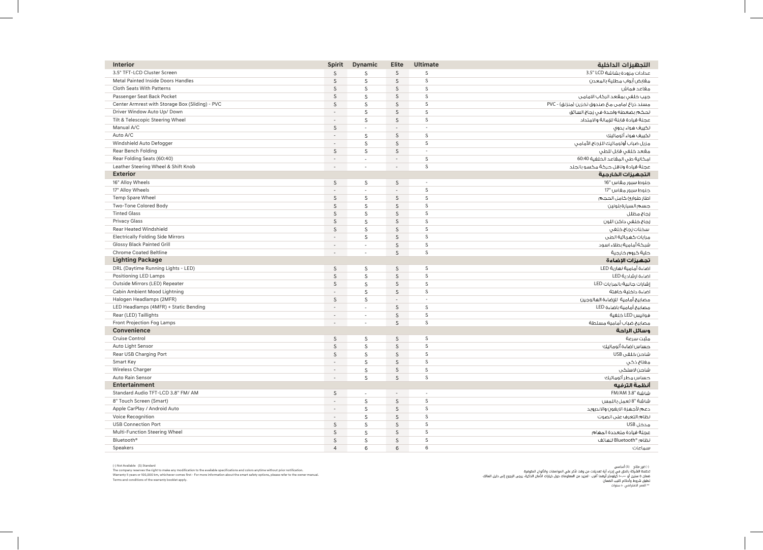| Interior | Spirit | Dynamic | Elite | Ultimate | التجهيزات الداخلية |
|---|---|---|---|---|---|
| 3.5" TFT-LCD Cluster Screen | S | S | S | S | عدادات مزودة بشاشة 3.5" LCD |
| Metal Painted Inside Doors Handles | S | S | S | S | مقابض أبواب مطلية بالمعدن |
| Cloth Seats With Patterns | S | S | S | S | مقاعد قماش |
| Passenger Seat Back Pocket | S | S | S | S | جيب خلفي بمقعد الركاب الامامي |
| Center Armrest with Storage Box (Sliding) - PVC | S | S | S | S | مسند ذراع امامي مع صندوق تخزين (منزلق) - PVC |
| Driver Window Auto Up/ Down | - | S | S | S | تحكم بضغطة واحدة في زجاج السائق |
| Tilt & Telescopic Steering Wheel | - | S | S | S | عجلة قيادة قابلة للإمالة والامتداد |
| Manual A/C | S | - | - | - | تكييف هواء يدوي |
| Auto A/C | - | S | S | S | تكييف هواء أوتوماتيك |
| Windshield Auto Defogger | - | S | S | S | مزيل ضباب أوتوماتيك للزجاج الأمامي |
| Rear Bench Folding | S | S | S | - | مقعد خلفي قابل للطي |
| Rear Folding Seats (60:40) | - | - | - | S | امكانية طي المقاعد الخلفية 60:40 |
| Leather Steering Wheel & Shift Knob | - | - | - | S | عجلة قيادة وناقل حركة مكسو بالجلد |
| **Exterior** | | | | | **التجهيزات الخارجية** |
| 16" Alloy Wheels | S | S | S | - | جنوط سبور مقاس 16" |
| 17" Alloy Wheels | - | - | - | S | جنوط سبور مقاس 17" |
| Temp Spare Wheel | S | S | S | S | اطار طوارئ كامل الحجم |
| Two-Tone Colored Body | S | S | S | S | جسم السيارة بلونين |
| Tinted Glass | S | S | S | S | زجاج مظلل |
| Privacy Glass | S | S | S | S | زجاج خلفي داكن اللون |
| Rear Heated Windshield | S | S | S | S | سخانات زجاج خلفي |
| Electrically Folding Side Mirrors | - | S | S | S | مرايات كهربائية الطي |
| Glossy Black Painted Grill | - | - | S | S | شبكة أمامية بطلاء اسود |
| Chrome Coated Beltline | - | - | S | S | حلية كروم خارجية |
| **Lighting Package** | | | | | **تجهيزات الإضاءة** |
| DRL (Daytime Running Lights - LED) | S | S | S | S | اضاءة أمامية نهارية LED |
| Positioning LED Lamps | S | S | S | S | اضاءة ارشادية LED |
| Outside Mirrors (LED) Repeater | S | S | S | S | إشارات جانبية بالمرايات LED |
| Cabin Ambient Mood Lightning | - | S | S | S | اضاءة داخلية خافتة |
| Halogen Headlamps (2MFR) | S | S | - | - | مصابيح أمامية للإضاءة الهالوجين |
| LED Headlamps (4MFR) + Static Bending | - | - | S | S | مصابيح أمامية باضاءة LED |
| Rear (LED) Taillights | - | - | S | S | فوانيس LED خلفية |
| Front Projection Fog Lamps | - | - | S | S | مصابيح ضباب أمامية مسلطة |
| **Convenience** | | | | | **وسائل الراحة** |
| Cruise Control | S | S | S | S | مثبت سرعة |
| Auto Light Sensor | S | S | S | S | حساس اضاءة أتوماتيك |
| Rear USB Charging Port | S | S | S | S | شاحن خلفي USB |
| Smart Key | - | S | S | S | مفتاح ذكي |
| Wireless Charger | - | S | S | S | شاحن لاسلكي |
| Auto Rain Sensor | - | S | S | S | حساس مطر أتوماتيك |
| **Entertainment** | | | | | **أنظمة الترفيه** |
| Standard Audio TFT-LCD 3.8" FM/ AM | S | - | - | - | شاشة 3.8" FM/AM |
| 8" Touch Screen (Smart) | - | S | S | S | شاشة 8" تعمل باللمس |
| Apple CarPlay / Android Auto | - | S | S | S | دعم لأجهزة الايفون والاندرويد |
| Voice Recognition | - | S | S | S | نظام التعرف على الصوت |
| USB Connection Port | S | S | S | S | مدخل USB |
| Multi-Function Steering Wheel | S | S | S | S | عجلة قيادة متعددة المهام |
| Bluetooth® | S | S | S | S | نظام Bluetooth® للهاتف |
| Speakers | 4 | 6 | 6 | 6 | سماعات |

(-) Not Available (S) Standard
The company reserves the right to make any modification to the available specifications and colors anytime without prior notification.
Warranty 5 years or 100,000 km, whichever comes first - For more information about the smart safety options, please refer to the owner manual.
Terms and conditions of the warranty booklet apply.

(-) غير متاح (S) أساسي
تحتفظ الشركة بالحق في إجراء أية تعديلات من وقت لآخر على المواصفات والألوان المتوفرة.
ضمان ٥ سنين أو ١٠٠،٠٠٠ كيلومتر أيهما أقرب - لمزيد من المعلومات حول خيارات الأمان الذكية، يرجى الرجوع إلى دليل المالك.
تطبق شروط وأحكام كتيب الضمان.
** العمر الافتراضي ١٠ سنوات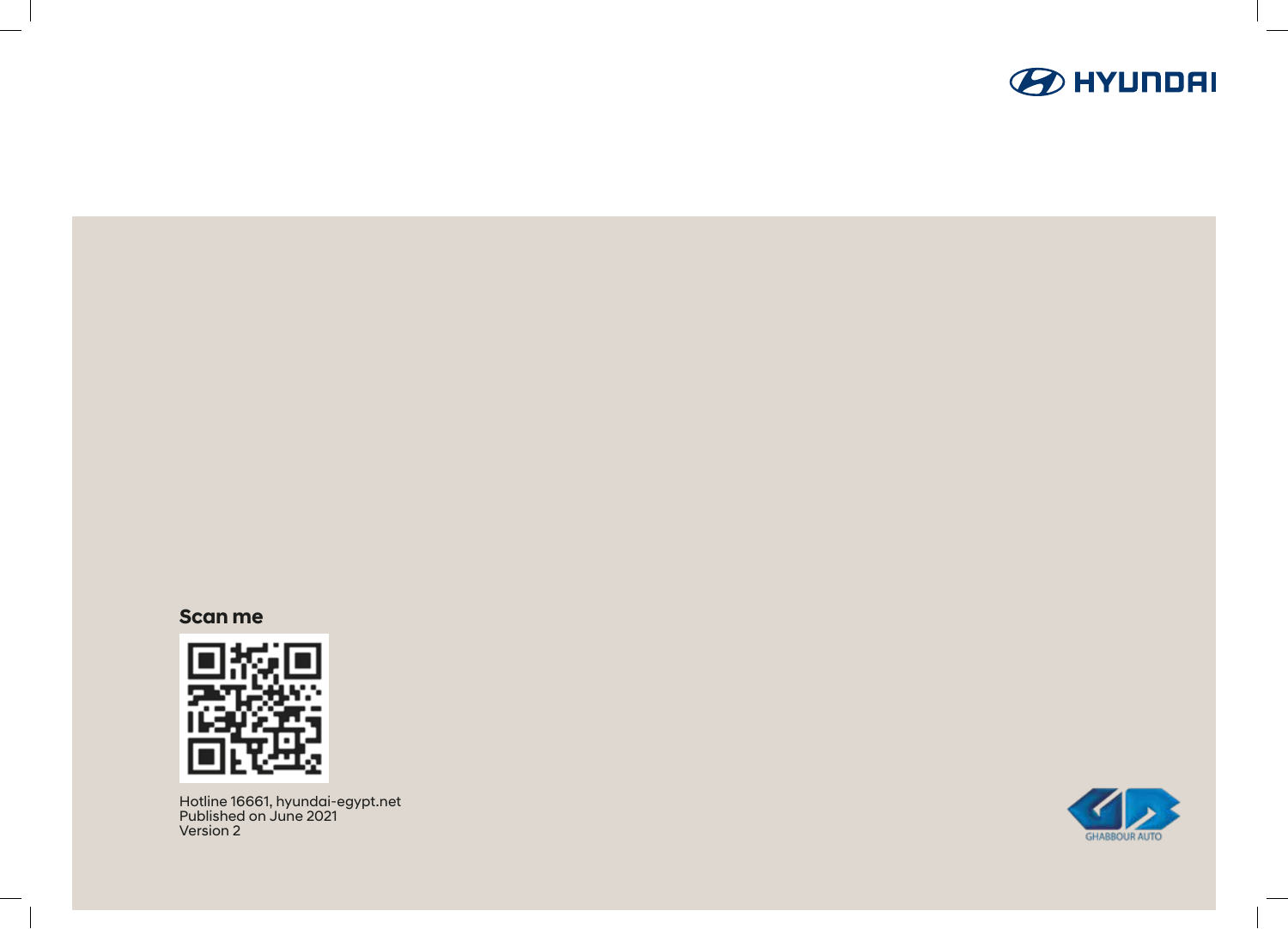HYUNDAI

**Scan me**

Hotline 16661, hyundai-egypt.net
Published on June 2021
Version 2

GHABBOUR AUTO